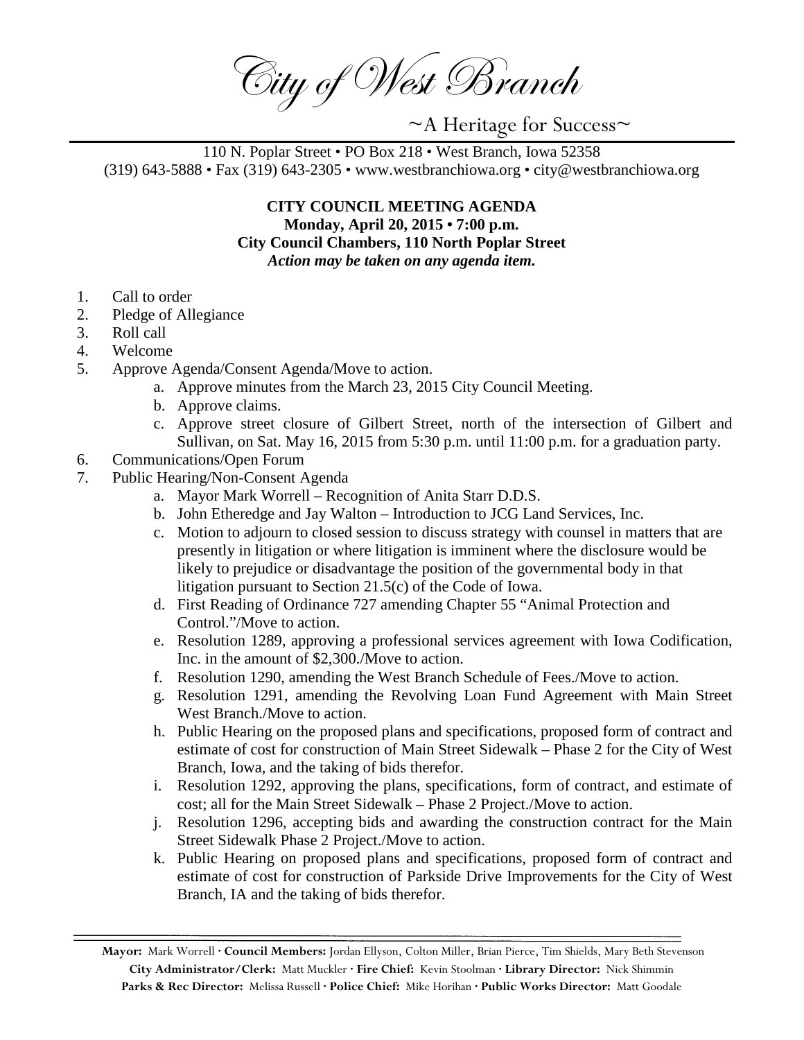# City of West Branch

~A Heritage for Success~

110 N. Poplar Street • PO Box 218 • West Branch, Iowa 52358
(319) 643-5888 • Fax (319) 643-2305 • www.westbranchiowa.org • city@westbranchiowa.org

**CITY COUNCIL MEETING AGENDA**
**Monday, April 20, 2015 • 7:00 p.m.**
**City Council Chambers, 110 North Poplar Street**
***Action may be taken on any agenda item.***

1. Call to order
2. Pledge of Allegiance
3. Roll call
4. Welcome
5. Approve Agenda/Consent Agenda/Move to action.
   a. Approve minutes from the March 23, 2015 City Council Meeting.
   b. Approve claims.
   c. Approve street closure of Gilbert Street, north of the intersection of Gilbert and Sullivan, on Sat. May 16, 2015 from 5:30 p.m. until 11:00 p.m. for a graduation party.
6. Communications/Open Forum
7. Public Hearing/Non-Consent Agenda
   a. Mayor Mark Worrell – Recognition of Anita Starr D.D.S.
   b. John Etheredge and Jay Walton – Introduction to JCG Land Services, Inc.
   c. Motion to adjourn to closed session to discuss strategy with counsel in matters that are presently in litigation or where litigation is imminent where the disclosure would be likely to prejudice or disadvantage the position of the governmental body in that litigation pursuant to Section 21.5(c) of the Code of Iowa.
   d. First Reading of Ordinance 727 amending Chapter 55 "Animal Protection and Control."/Move to action.
   e. Resolution 1289, approving a professional services agreement with Iowa Codification, Inc. in the amount of $2,300./Move to action.
   f. Resolution 1290, amending the West Branch Schedule of Fees./Move to action.
   g. Resolution 1291, amending the Revolving Loan Fund Agreement with Main Street West Branch./Move to action.
   h. Public Hearing on the proposed plans and specifications, proposed form of contract and estimate of cost for construction of Main Street Sidewalk – Phase 2 for the City of West Branch, Iowa, and the taking of bids therefor.
   i. Resolution 1292, approving the plans, specifications, form of contract, and estimate of cost; all for the Main Street Sidewalk – Phase 2 Project./Move to action.
   j. Resolution 1296, accepting bids and awarding the construction contract for the Main Street Sidewalk Phase 2 Project./Move to action.
   k. Public Hearing on proposed plans and specifications, proposed form of contract and estimate of cost for construction of Parkside Drive Improvements for the City of West Branch, IA and the taking of bids therefor.

**Mayor:** Mark Worrell · **Council Members:** Jordan Ellyson, Colton Miller, Brian Pierce, Tim Shields, Mary Beth Stevenson
**City Administrator/Clerk:** Matt Muckler · **Fire Chief:** Kevin Stoolman · **Library Director:** Nick Shimmin
**Parks & Rec Director:** Melissa Russell · **Police Chief:** Mike Horihan · **Public Works Director:** Matt Goodale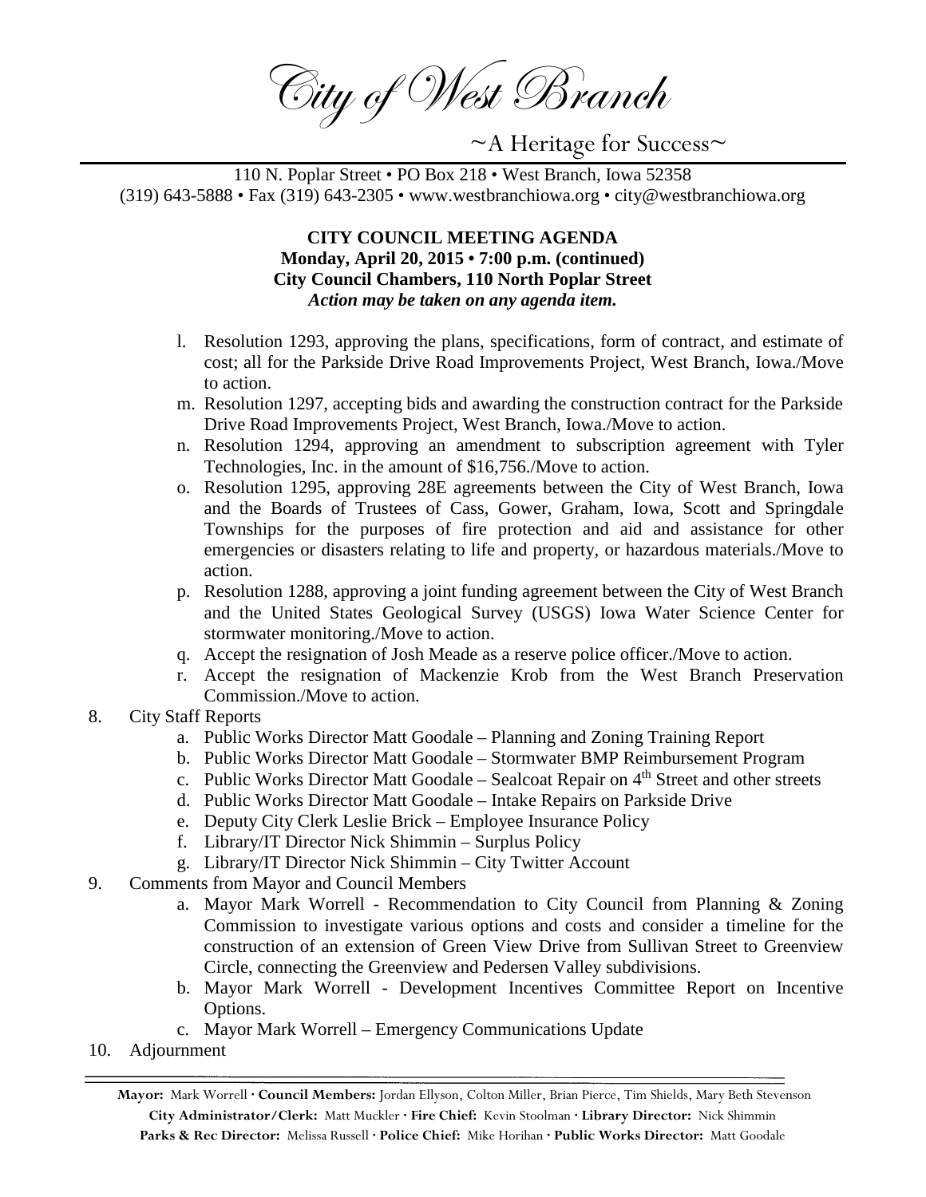# City of West Branch

~A Heritage for Success~

110 N. Poplar Street • PO Box 218 • West Branch, Iowa 52358
(319) 643-5888 • Fax (319) 643-2305 • www.westbranchiowa.org • city@westbranchiowa.org

**CITY COUNCIL MEETING AGENDA**
**Monday, April 20, 2015 • 7:00 p.m. (continued)**
**City Council Chambers, 110 North Poplar Street**
***Action may be taken on any agenda item.***

- l. Resolution 1293, approving the plans, specifications, form of contract, and estimate of cost; all for the Parkside Drive Road Improvements Project, West Branch, Iowa./Move to action.
- m. Resolution 1297, accepting bids and awarding the construction contract for the Parkside Drive Road Improvements Project, West Branch, Iowa./Move to action.
- n. Resolution 1294, approving an amendment to subscription agreement with Tyler Technologies, Inc. in the amount of $16,756./Move to action.
- o. Resolution 1295, approving 28E agreements between the City of West Branch, Iowa and the Boards of Trustees of Cass, Gower, Graham, Iowa, Scott and Springdale Townships for the purposes of fire protection and aid and assistance for other emergencies or disasters relating to life and property, or hazardous materials./Move to action.
- p. Resolution 1288, approving a joint funding agreement between the City of West Branch and the United States Geological Survey (USGS) Iowa Water Science Center for stormwater monitoring./Move to action.
- q. Accept the resignation of Josh Meade as a reserve police officer./Move to action.
- r. Accept the resignation of Mackenzie Krob from the West Branch Preservation Commission./Move to action.

8. City Staff Reports
   - a. Public Works Director Matt Goodale – Planning and Zoning Training Report
   - b. Public Works Director Matt Goodale – Stormwater BMP Reimbursement Program
   - c. Public Works Director Matt Goodale – Sealcoat Repair on 4th Street and other streets
   - d. Public Works Director Matt Goodale – Intake Repairs on Parkside Drive
   - e. Deputy City Clerk Leslie Brick – Employee Insurance Policy
   - f. Library/IT Director Nick Shimmin – Surplus Policy
   - g. Library/IT Director Nick Shimmin – City Twitter Account
9. Comments from Mayor and Council Members
   - a. Mayor Mark Worrell - Recommendation to City Council from Planning & Zoning Commission to investigate various options and costs and consider a timeline for the construction of an extension of Green View Drive from Sullivan Street to Greenview Circle, connecting the Greenview and Pedersen Valley subdivisions.
   - b. Mayor Mark Worrell - Development Incentives Committee Report on Incentive Options.
   - c. Mayor Mark Worrell – Emergency Communications Update
10. Adjournment

---

**Mayor:** Mark Worrell · **Council Members:** Jordan Ellyson, Colton Miller, Brian Pierce, Tim Shields, Mary Beth Stevenson
**City Administrator/Clerk:** Matt Muckler · **Fire Chief:** Kevin Stoolman · **Library Director:** Nick Shimmin
**Parks & Rec Director:** Melissa Russell · **Police Chief:** Mike Horihan · **Public Works Director:** Matt Goodale